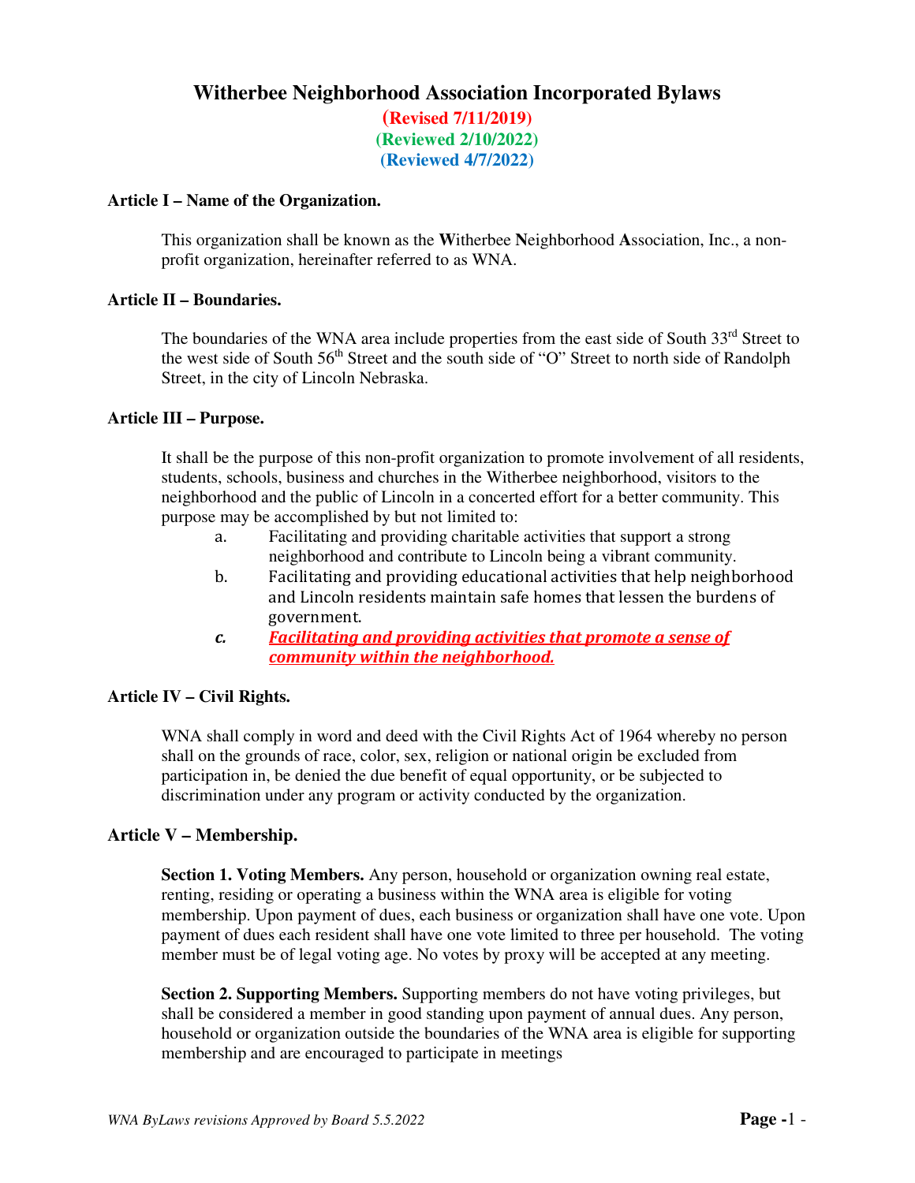# Witherbee Neighborhood Association Incorporated Bylaws

**(Revised 7/11/2019)**
**(Reviewed 2/10/2022)**
**(Reviewed 4/7/2022)**

### Article I – Name of the Organization.

This organization shall be known as the **W**itherbee **N**eighborhood **A**ssociation, Inc., a non-profit organization, hereinafter referred to as WNA.

### Article II – Boundaries.

The boundaries of the WNA area include properties from the east side of South 33rd Street to the west side of South 56th Street and the south side of "O" Street to north side of Randolph Street, in the city of Lincoln Nebraska.

### Article III – Purpose.

It shall be the purpose of this non-profit organization to promote involvement of all residents, students, schools, business and churches in the Witherbee neighborhood, visitors to the neighborhood and the public of Lincoln in a concerted effort for a better community. This purpose may be accomplished by but not limited to:

a. Facilitating and providing charitable activities that support a strong neighborhood and contribute to Lincoln being a vibrant community.

b. Facilitating and providing educational activities that help neighborhood and Lincoln residents maintain safe homes that lessen the burdens of government.

*c.* ***Facilitating and providing activities that promote a sense of community within the neighborhood.***

### Article IV – Civil Rights.

WNA shall comply in word and deed with the Civil Rights Act of 1964 whereby no person shall on the grounds of race, color, sex, religion or national origin be excluded from participation in, be denied the due benefit of equal opportunity, or be subjected to discrimination under any program or activity conducted by the organization.

### Article V – Membership.

**Section 1. Voting Members.** Any person, household or organization owning real estate, renting, residing or operating a business within the WNA area is eligible for voting membership. Upon payment of dues, each business or organization shall have one vote. Upon payment of dues each resident shall have one vote limited to three per household. The voting member must be of legal voting age. No votes by proxy will be accepted at any meeting.

**Section 2. Supporting Members.** Supporting members do not have voting privileges, but shall be considered a member in good standing upon payment of annual dues. Any person, household or organization outside the boundaries of the WNA area is eligible for supporting membership and are encouraged to participate in meetings

*WNA ByLaws revisions Approved by Board 5.5.2022*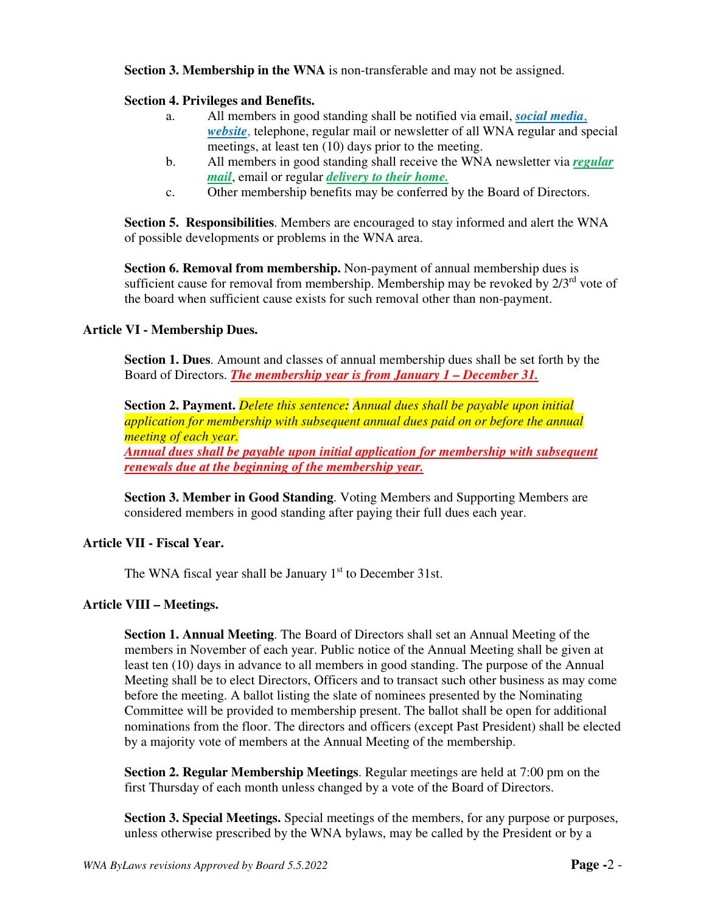**Section 3. Membership in the WNA** is non-transferable and may not be assigned.

**Section 4. Privileges and Benefits.**

a. All members in good standing shall be notified via email, ***social media***, ***website***, telephone, regular mail or newsletter of all WNA regular and special meetings, at least ten (10) days prior to the meeting.

b. All members in good standing shall receive the WNA newsletter via ***regular mail***, email or regular ***delivery to their home.***

c. Other membership benefits may be conferred by the Board of Directors.

**Section 5. Responsibilities**. Members are encouraged to stay informed and alert the WNA of possible developments or problems in the WNA area.

**Section 6. Removal from membership.** Non-payment of annual membership dues is sufficient cause for removal from membership. Membership may be revoked by 2/3rd vote of the board when sufficient cause exists for such removal other than non-payment.

## Article VI - Membership Dues.

**Section 1. Dues**. Amount and classes of annual membership dues shall be set forth by the Board of Directors. ***The membership year is from January 1 – December 31.***

**Section 2. Payment.** *Delete this sentence: Annual dues shall be payable upon initial application for membership with subsequent annual dues paid on or before the annual meeting of each year.*

***Annual dues shall be payable upon initial application for membership with subsequent renewals due at the beginning of the membership year.***

**Section 3. Member in Good Standing**. Voting Members and Supporting Members are considered members in good standing after paying their full dues each year.

## Article VII - Fiscal Year.

The WNA fiscal year shall be January 1st to December 31st.

## Article VIII – Meetings.

**Section 1. Annual Meeting**. The Board of Directors shall set an Annual Meeting of the members in November of each year. Public notice of the Annual Meeting shall be given at least ten (10) days in advance to all members in good standing. The purpose of the Annual Meeting shall be to elect Directors, Officers and to transact such other business as may come before the meeting. A ballot listing the slate of nominees presented by the Nominating Committee will be provided to membership present. The ballot shall be open for additional nominations from the floor. The directors and officers (except Past President) shall be elected by a majority vote of members at the Annual Meeting of the membership.

**Section 2. Regular Membership Meetings**. Regular meetings are held at 7:00 pm on the first Thursday of each month unless changed by a vote of the Board of Directors.

**Section 3. Special Meetings.** Special meetings of the members, for any purpose or purposes, unless otherwise prescribed by the WNA bylaws, may be called by the President or by a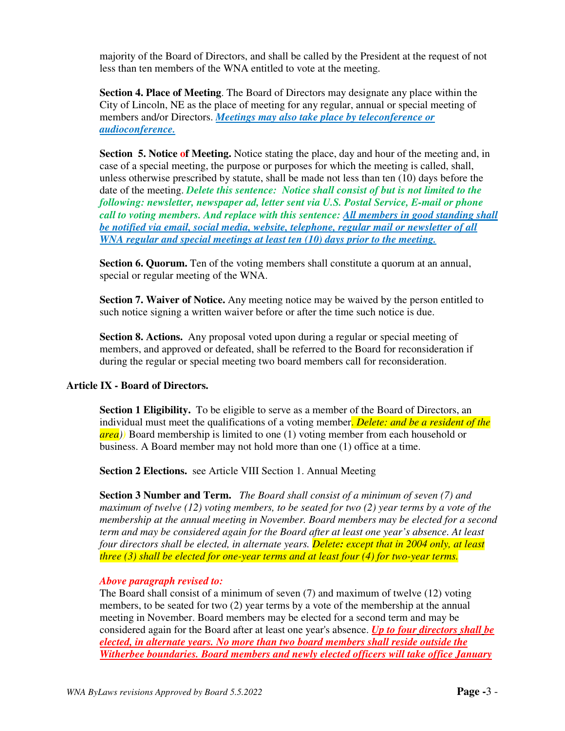majority of the Board of Directors, and shall be called by the President at the request of not less than ten members of the WNA entitled to vote at the meeting.

**Section 4. Place of Meeting**. The Board of Directors may designate any place within the City of Lincoln, NE as the place of meeting for any regular, annual or special meeting of members and/or Directors. ***Meetings may also take place by teleconference or audioconference.***

**Section 5. Notice of Meeting.** Notice stating the place, day and hour of the meeting and, in case of a special meeting, the purpose or purposes for which the meeting is called, shall, unless otherwise prescribed by statute, shall be made not less than ten (10) days before the date of the meeting. ***Delete this sentence: Notice shall consist of but is not limited to the following: newsletter, newspaper ad, letter sent via U.S. Postal Service, E-mail or phone call to voting members. And replace with this sentence: All members in good standing shall be notified via email, social media, website, telephone, regular mail or newsletter of all WNA regular and special meetings at least ten (10) days prior to the meeting.***

**Section 6. Quorum.** Ten of the voting members shall constitute a quorum at an annual, special or regular meeting of the WNA.

**Section 7. Waiver of Notice.** Any meeting notice may be waived by the person entitled to such notice signing a written waiver before or after the time such notice is due.

**Section 8. Actions.** Any proposal voted upon during a regular or special meeting of members, and approved or defeated, shall be referred to the Board for reconsideration if during the regular or special meeting two board members call for reconsideration.

## Article IX - Board of Directors.

**Section 1 Eligibility.** To be eligible to serve as a member of the Board of Directors, an individual must meet the qualifications of a voting member*. Delete: and be a resident of the area)*) Board membership is limited to one (1) voting member from each household or business. A Board member may not hold more than one (1) office at a time.

**Section 2 Elections.** see Article VIII Section 1. Annual Meeting

**Section 3 Number and Term.** *The Board shall consist of a minimum of seven (7) and maximum of twelve (12) voting members, to be seated for two (2) year terms by a vote of the membership at the annual meeting in November. Board members may be elected for a second term and may be considered again for the Board after at least one year's absence. At least four directors shall be elected, in alternate years. Delete: except that in 2004 only, at least three (3) shall be elected for one-year terms and at least four (4) for two-year terms.*

***Above paragraph revised to:***
The Board shall consist of a minimum of seven (7) and maximum of twelve (12) voting members, to be seated for two (2) year terms by a vote of the membership at the annual meeting in November. Board members may be elected for a second term and may be considered again for the Board after at least one year's absence. ***Up to four directors shall be elected, in alternate years. No more than two board members shall reside outside the Witherbee boundaries. Board members and newly elected officers will take office January***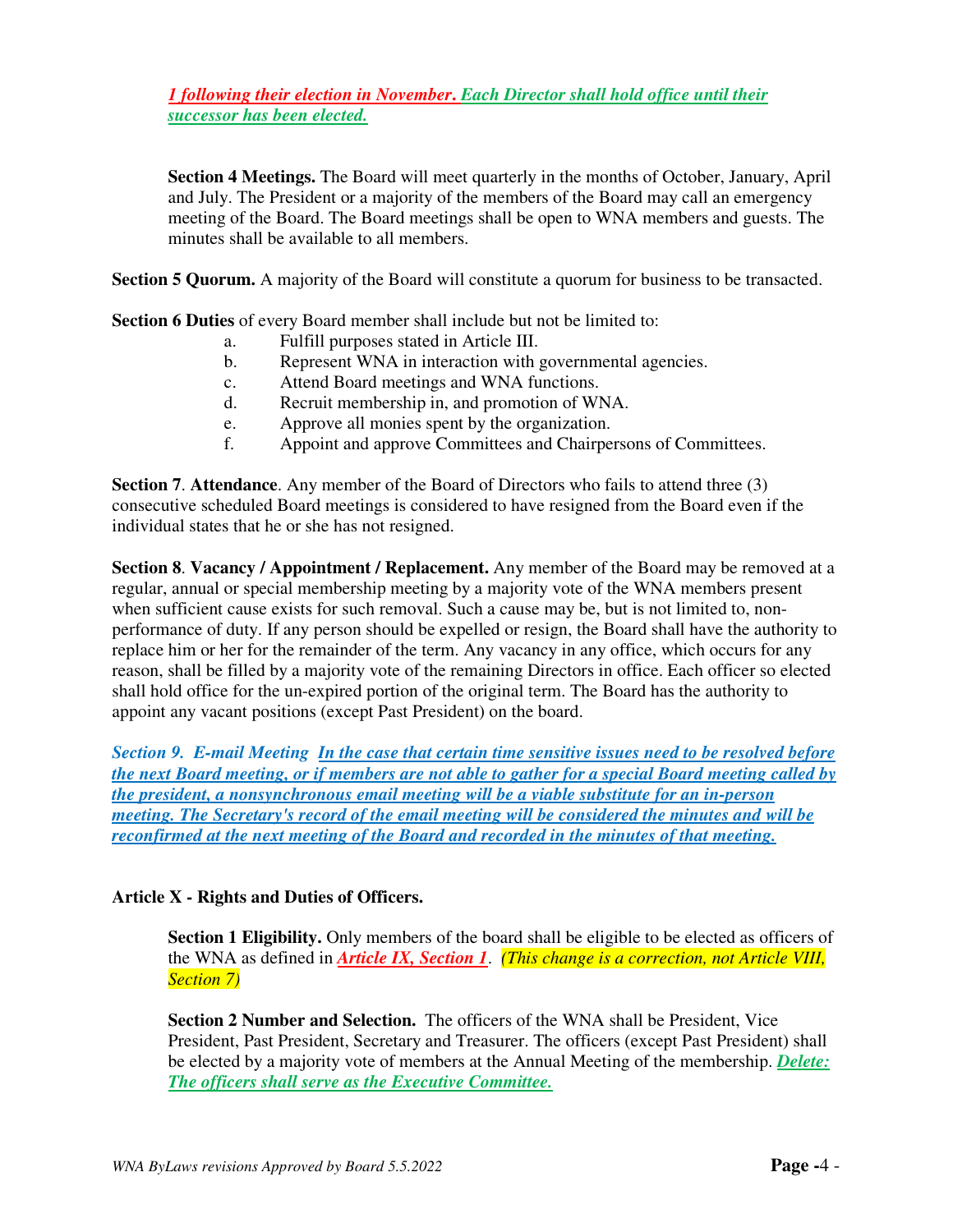***1 following their election in November.*** ***Each Director shall hold office until their successor has been elected.***

**Section 4 Meetings.** The Board will meet quarterly in the months of October, January, April and July. The President or a majority of the members of the Board may call an emergency meeting of the Board. The Board meetings shall be open to WNA members and guests. The minutes shall be available to all members.

**Section 5 Quorum.** A majority of the Board will constitute a quorum for business to be transacted.

**Section 6 Duties** of every Board member shall include but not be limited to:

a. Fulfill purposes stated in Article III.
b. Represent WNA in interaction with governmental agencies.
c. Attend Board meetings and WNA functions.
d. Recruit membership in, and promotion of WNA.
e. Approve all monies spent by the organization.
f. Appoint and approve Committees and Chairpersons of Committees.

**Section 7**. **Attendance**. Any member of the Board of Directors who fails to attend three (3) consecutive scheduled Board meetings is considered to have resigned from the Board even if the individual states that he or she has not resigned.

**Section 8**. **Vacancy / Appointment / Replacement.** Any member of the Board may be removed at a regular, annual or special membership meeting by a majority vote of the WNA members present when sufficient cause exists for such removal. Such a cause may be, but is not limited to, non-performance of duty. If any person should be expelled or resign, the Board shall have the authority to replace him or her for the remainder of the term. Any vacancy in any office, which occurs for any reason, shall be filled by a majority vote of the remaining Directors in office. Each officer so elected shall hold office for the un-expired portion of the original term. The Board has the authority to appoint any vacant positions (except Past President) on the board.

*Section 9. E-mail Meeting* ***In the case that certain time sensitive issues need to be resolved before the next Board meeting, or if members are not able to gather for a special Board meeting called by the president, a nonsynchronous email meeting will be a viable substitute for an in-person meeting. The Secretary's record of the email meeting will be considered the minutes and will be reconfirmed at the next meeting of the Board and recorded in the minutes of that meeting.***

**Article X - Rights and Duties of Officers.**

**Section 1 Eligibility.** Only members of the board shall be eligible to be elected as officers of the WNA as defined in ***Article IX, Section 1***. *(This change is a correction, not Article VIII, Section 7)*

**Section 2 Number and Selection.** The officers of the WNA shall be President, Vice President, Past President, Secretary and Treasurer. The officers (except Past President) shall be elected by a majority vote of members at the Annual Meeting of the membership. ***Delete: The officers shall serve as the Executive Committee.***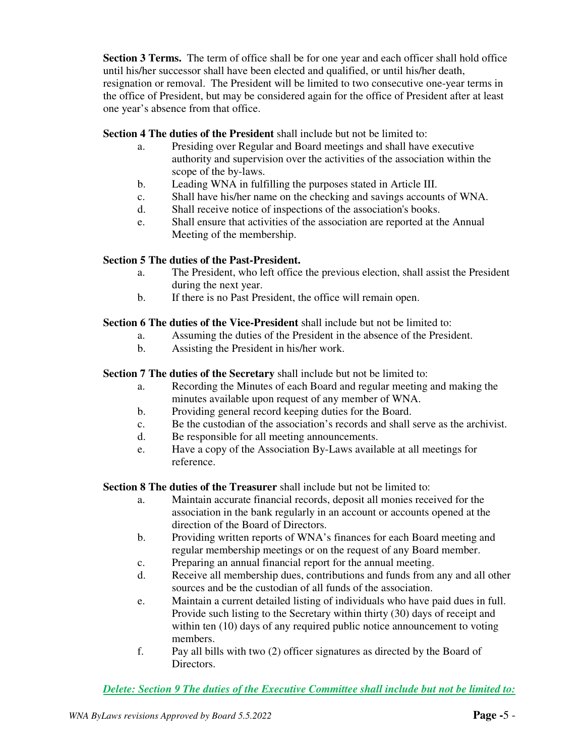**Section 3 Terms.** The term of office shall be for one year and each officer shall hold office until his/her successor shall have been elected and qualified, or until his/her death, resignation or removal. The President will be limited to two consecutive one-year terms in the office of President, but may be considered again for the office of President after at least one year's absence from that office.

**Section 4 The duties of the President** shall include but not be limited to:

a. Presiding over Regular and Board meetings and shall have executive authority and supervision over the activities of the association within the scope of the by-laws.
b. Leading WNA in fulfilling the purposes stated in Article III.
c. Shall have his/her name on the checking and savings accounts of WNA.
d. Shall receive notice of inspections of the association's books.
e. Shall ensure that activities of the association are reported at the Annual Meeting of the membership.

**Section 5 The duties of the Past-President.**

a. The President, who left office the previous election, shall assist the President during the next year.
b. If there is no Past President, the office will remain open.

**Section 6 The duties of the Vice-President** shall include but not be limited to:

a. Assuming the duties of the President in the absence of the President.
b. Assisting the President in his/her work.

**Section 7 The duties of the Secretary** shall include but not be limited to:

a. Recording the Minutes of each Board and regular meeting and making the minutes available upon request of any member of WNA.
b. Providing general record keeping duties for the Board.
c. Be the custodian of the association's records and shall serve as the archivist.
d. Be responsible for all meeting announcements.
e. Have a copy of the Association By-Laws available at all meetings for reference.

**Section 8 The duties of the Treasurer** shall include but not be limited to:

a. Maintain accurate financial records, deposit all monies received for the association in the bank regularly in an account or accounts opened at the direction of the Board of Directors.
b. Providing written reports of WNA's finances for each Board meeting and regular membership meetings or on the request of any Board member.
c. Preparing an annual financial report for the annual meeting.
d. Receive all membership dues, contributions and funds from any and all other sources and be the custodian of all funds of the association.
e. Maintain a current detailed listing of individuals who have paid dues in full. Provide such listing to the Secretary within thirty (30) days of receipt and within ten (10) days of any required public notice announcement to voting members.
f. Pay all bills with two (2) officer signatures as directed by the Board of Directors.

***Delete: Section 9 The duties of the Executive Committee shall include but not be limited to:***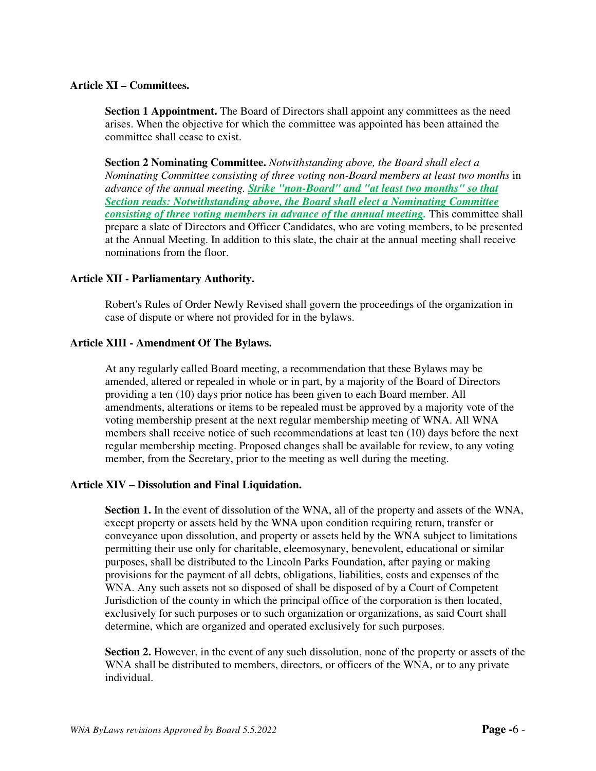**Article XI – Committees.**

**Section 1 Appointment.** The Board of Directors shall appoint any committees as the need arises. When the objective for which the committee was appointed has been attained the committee shall cease to exist.

**Section 2 Nominating Committee.** *Notwithstanding above, the Board shall elect a Nominating Committee consisting of three voting non-Board members at least two months* in *advance of the annual meeting.* ***Strike "non-Board" and "at least two months" so that Section reads: Notwithstanding above, the Board shall elect a Nominating Committee consisting of three voting members in advance of the annual meeting.*** This committee shall prepare a slate of Directors and Officer Candidates, who are voting members, to be presented at the Annual Meeting. In addition to this slate, the chair at the annual meeting shall receive nominations from the floor.

**Article XII - Parliamentary Authority.**

Robert's Rules of Order Newly Revised shall govern the proceedings of the organization in case of dispute or where not provided for in the bylaws.

**Article XIII - Amendment Of The Bylaws.**

At any regularly called Board meeting, a recommendation that these Bylaws may be amended, altered or repealed in whole or in part, by a majority of the Board of Directors providing a ten (10) days prior notice has been given to each Board member. All amendments, alterations or items to be repealed must be approved by a majority vote of the voting membership present at the next regular membership meeting of WNA. All WNA members shall receive notice of such recommendations at least ten (10) days before the next regular membership meeting. Proposed changes shall be available for review, to any voting member, from the Secretary, prior to the meeting as well during the meeting.

**Article XIV – Dissolution and Final Liquidation.**

**Section 1.** In the event of dissolution of the WNA, all of the property and assets of the WNA, except property or assets held by the WNA upon condition requiring return, transfer or conveyance upon dissolution, and property or assets held by the WNA subject to limitations permitting their use only for charitable, eleemosynary, benevolent, educational or similar purposes, shall be distributed to the Lincoln Parks Foundation, after paying or making provisions for the payment of all debts, obligations, liabilities, costs and expenses of the WNA. Any such assets not so disposed of shall be disposed of by a Court of Competent Jurisdiction of the county in which the principal office of the corporation is then located, exclusively for such purposes or to such organization or organizations, as said Court shall determine, which are organized and operated exclusively for such purposes.

**Section 2.** However, in the event of any such dissolution, none of the property or assets of the WNA shall be distributed to members, directors, or officers of the WNA, or to any private individual.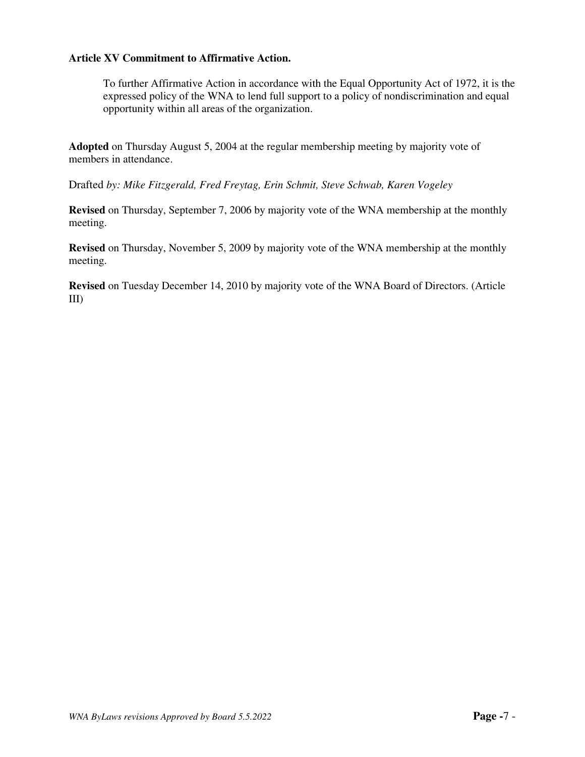**Article XV Commitment to Affirmative Action.**

To further Affirmative Action in accordance with the Equal Opportunity Act of 1972, it is the expressed policy of the WNA to lend full support to a policy of nondiscrimination and equal opportunity within all areas of the organization.

**Adopted** on Thursday August 5, 2004 at the regular membership meeting by majority vote of members in attendance.

Drafted *by: Mike Fitzgerald, Fred Freytag, Erin Schmit, Steve Schwab, Karen Vogeley*

**Revised** on Thursday, September 7, 2006 by majority vote of the WNA membership at the monthly meeting.

**Revised** on Thursday, November 5, 2009 by majority vote of the WNA membership at the monthly meeting.

**Revised** on Tuesday December 14, 2010 by majority vote of the WNA Board of Directors. (Article III)